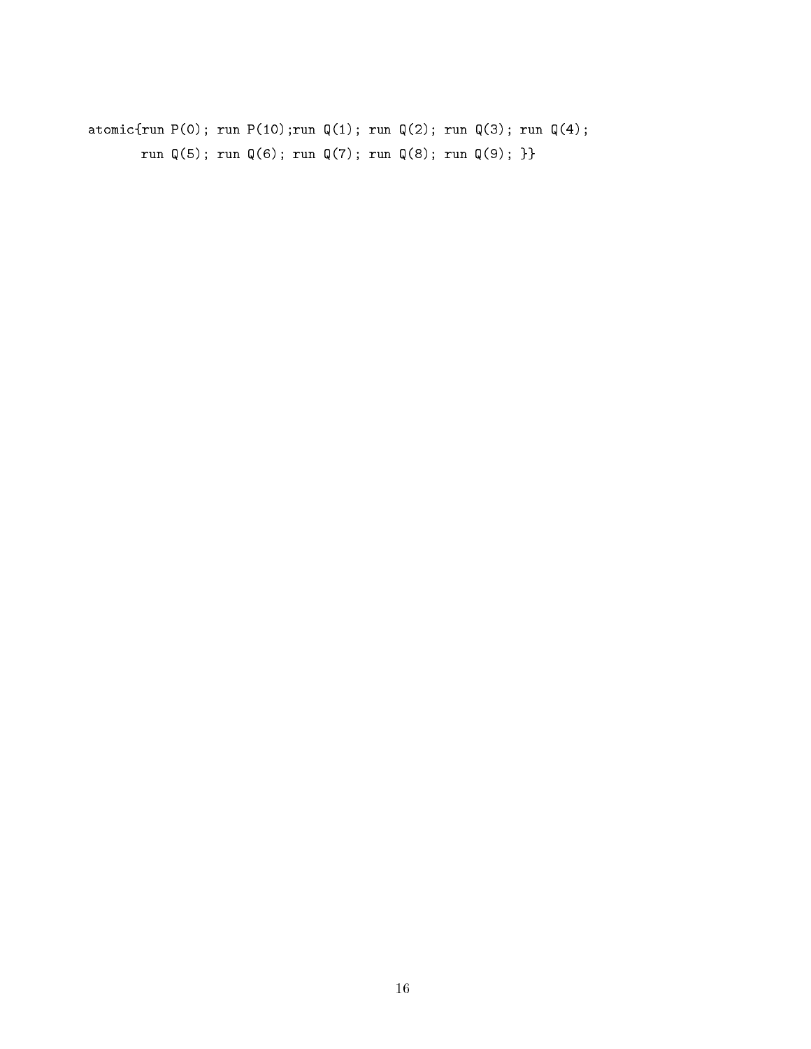```
atomic{run P(0); run P(10);run Q(1); run Q(2); run Q(3); run Q(4);
       run Q(5); run Q(6); run Q(7); run Q(8); run Q(9); }}
```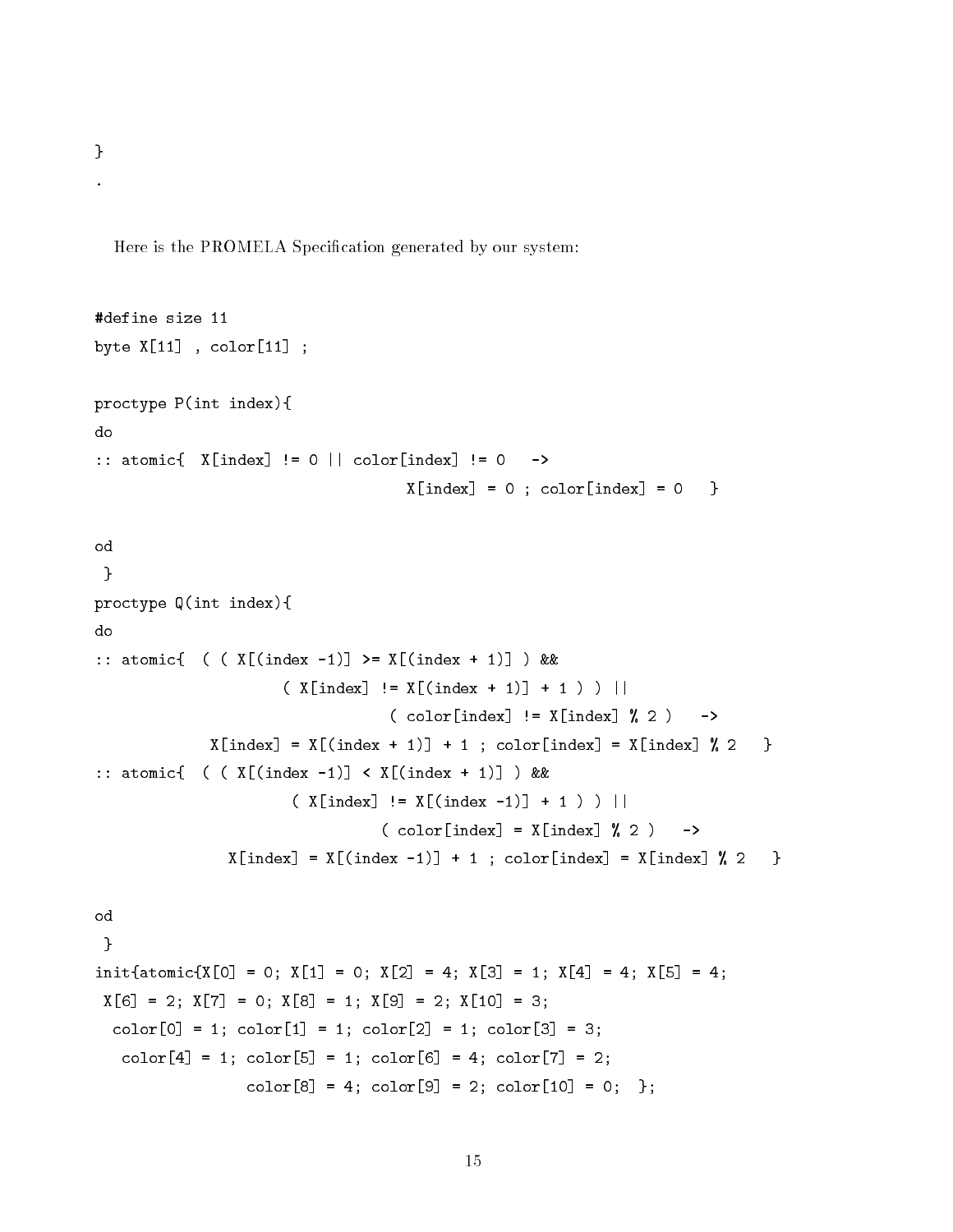```
}
.
```

Here is the PROMELA Specification generated by our system:

```
#define size 11
byte X[11] , color[11] ;

proctype P(int index){
do
:: atomic{  X[index] != 0 || color[index] != 0   ->
                                   X[index] = 0 ; color[index] = 0   }

od
 }
proctype Q(int index){
do
:: atomic{  ( ( X[(index -1)] >= X[(index + 1)] ) &&
                   ( X[index] != X[(index + 1)] + 1 ) ) ||
                               ( color[index] != X[index] % 2 )   ->
             X[index] = X[(index + 1)] + 1 ; color[index] = X[index] % 2   }
:: atomic{  ( ( X[(index -1)] < X[(index + 1)] ) &&
                    ( X[index] != X[(index -1)] + 1 ) ) ||
                              ( color[index] = X[index] % 2 )   ->
               X[index] = X[(index -1)] + 1 ; color[index] = X[index] % 2   }

od
 }
init{atomic{X[0] = 0; X[1] = 0; X[2] = 4; X[3] = 1; X[4] = 4; X[5] = 4;
 X[6] = 2; X[7] = 0; X[8] = 1; X[9] = 2; X[10] = 3;
  color[0] = 1; color[1] = 1; color[2] = 1; color[3] = 3;
   color[4] = 1; color[5] = 1; color[6] = 4; color[7] = 2;
                 color[8] = 4; color[9] = 2; color[10] = 0;  };
```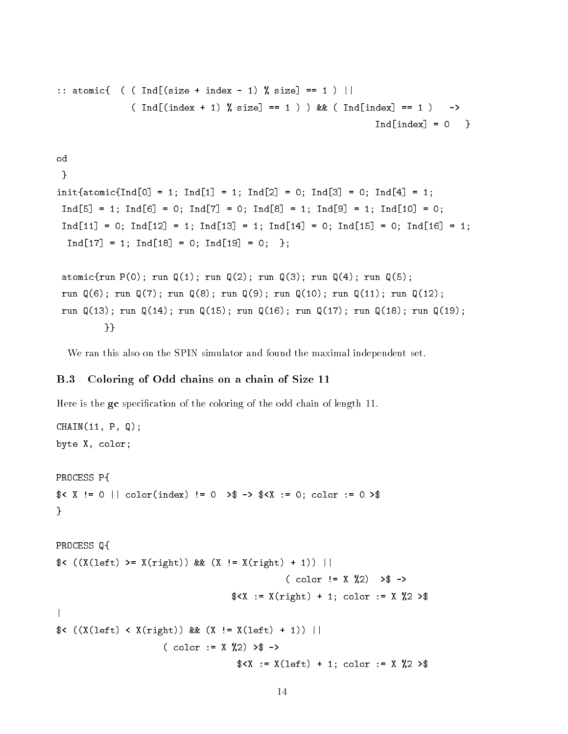```
:: atomic{  ( ( Ind[(size + index - 1) % size] == 1 ) ||
             ( Ind[(index + 1) % size] == 1 ) ) && ( Ind[index] == 1 )   ->
                                                         Ind[index] = 0   }

od
 }
init{atomic{Ind[0] = 1; Ind[1] = 1; Ind[2] = 0; Ind[3] = 0; Ind[4] = 1;
 Ind[5] = 1; Ind[6] = 0; Ind[7] = 0; Ind[8] = 1; Ind[9] = 1; Ind[10] = 0;
 Ind[11] = 0; Ind[12] = 1; Ind[13] = 1; Ind[14] = 0; Ind[15] = 0; Ind[16] = 1;
  Ind[17] = 1; Ind[18] = 0; Ind[19] = 0;  };

 atomic{run P(0); run Q(1); run Q(2); run Q(3); run Q(4); run Q(5);
 run Q(6); run Q(7); run Q(8); run Q(9); run Q(10); run Q(11); run Q(12);
 run Q(13); run Q(14); run Q(15); run Q(16); run Q(17); run Q(18); run Q(19);
        }}
```

We ran this also on the SPIN simulator and found the maximal independent set.

### B.3 Coloring of Odd chains on a chain of Size 11

Here is the **gc** specification of the coloring of the odd chain of length 11.

```
CHAIN(11, P, Q);
byte X, color;

PROCESS P{
$< X != 0 || color(index) != 0  >$ -> $<X := 0; color := 0 >$
}

PROCESS Q{
$< ((X(left) >= X(right)) && (X != X(right) + 1)) ||
                                        ( color != X %2)  >$ ->
                              $<X := X(right) + 1; color := X %2 >$
|
$< ((X(left) < X(right)) && (X != X(left) + 1)) ||
                    ( color := X %2) >$ ->
                              $<X := X(left) + 1; color := X %2 >$
```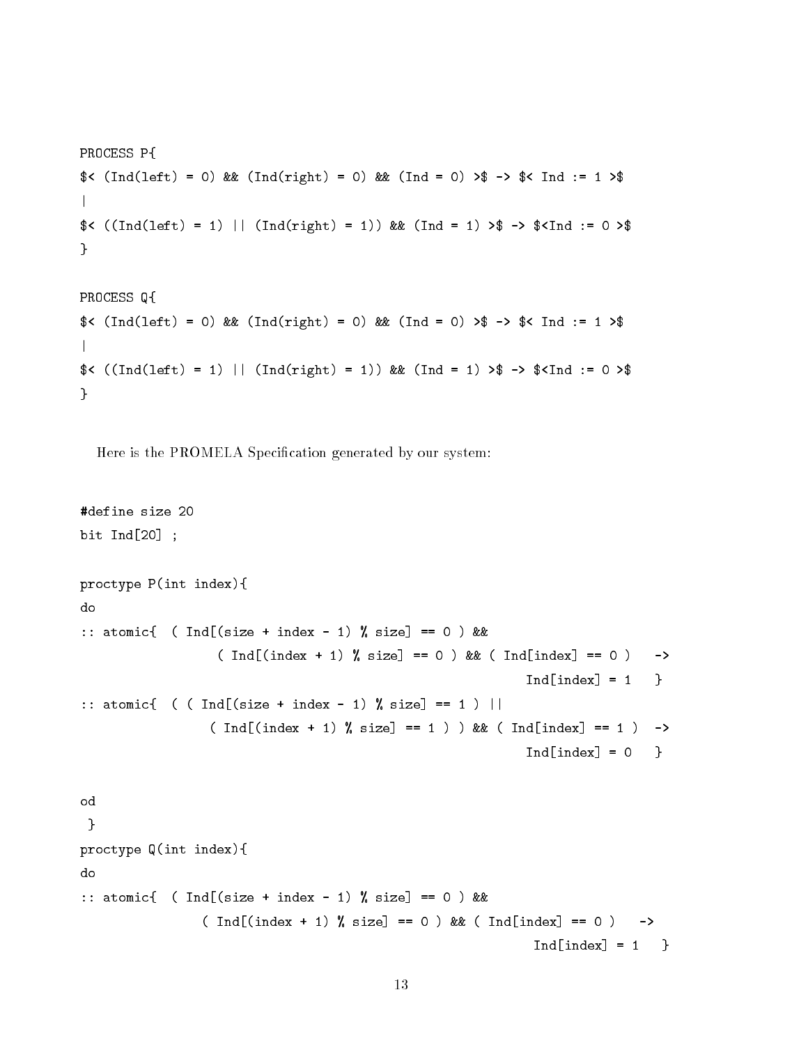```
PROCESS P{
$< (Ind(left) = 0) && (Ind(right) = 0) && (Ind = 0) >$ -> $< Ind := 1 >$
|
$< ((Ind(left) = 1) || (Ind(right) = 1)) && (Ind = 1) >$ -> $<Ind := 0 >$
}

PROCESS Q{
$< (Ind(left) = 0) && (Ind(right) = 0) && (Ind = 0) >$ -> $< Ind := 1 >$
|
$< ((Ind(left) = 1) || (Ind(right) = 1)) && (Ind = 1) >$ -> $<Ind := 0 >$
}
```

Here is the PROMELA Specification generated by our system:

```
#define size 20
bit Ind[20] ;

proctype P(int index){
do
:: atomic{  ( Ind[(size + index - 1) % size] == 0 ) &&
                 ( Ind[(index + 1) % size] == 0 ) && ( Ind[index] == 0 )   ->
                                                       Ind[index] = 1   }
:: atomic{  ( ( Ind[(size + index - 1) % size] == 1 ) ||
                ( Ind[(index + 1) % size] == 1 ) ) && ( Ind[index] == 1 )  ->
                                                       Ind[index] = 0   }

od
 }
proctype Q(int index){
do
:: atomic{  ( Ind[(size + index - 1) % size] == 0 ) &&
               ( Ind[(index + 1) % size] == 0 ) && ( Ind[index] == 0 )   ->
                                                        Ind[index] = 1   }
```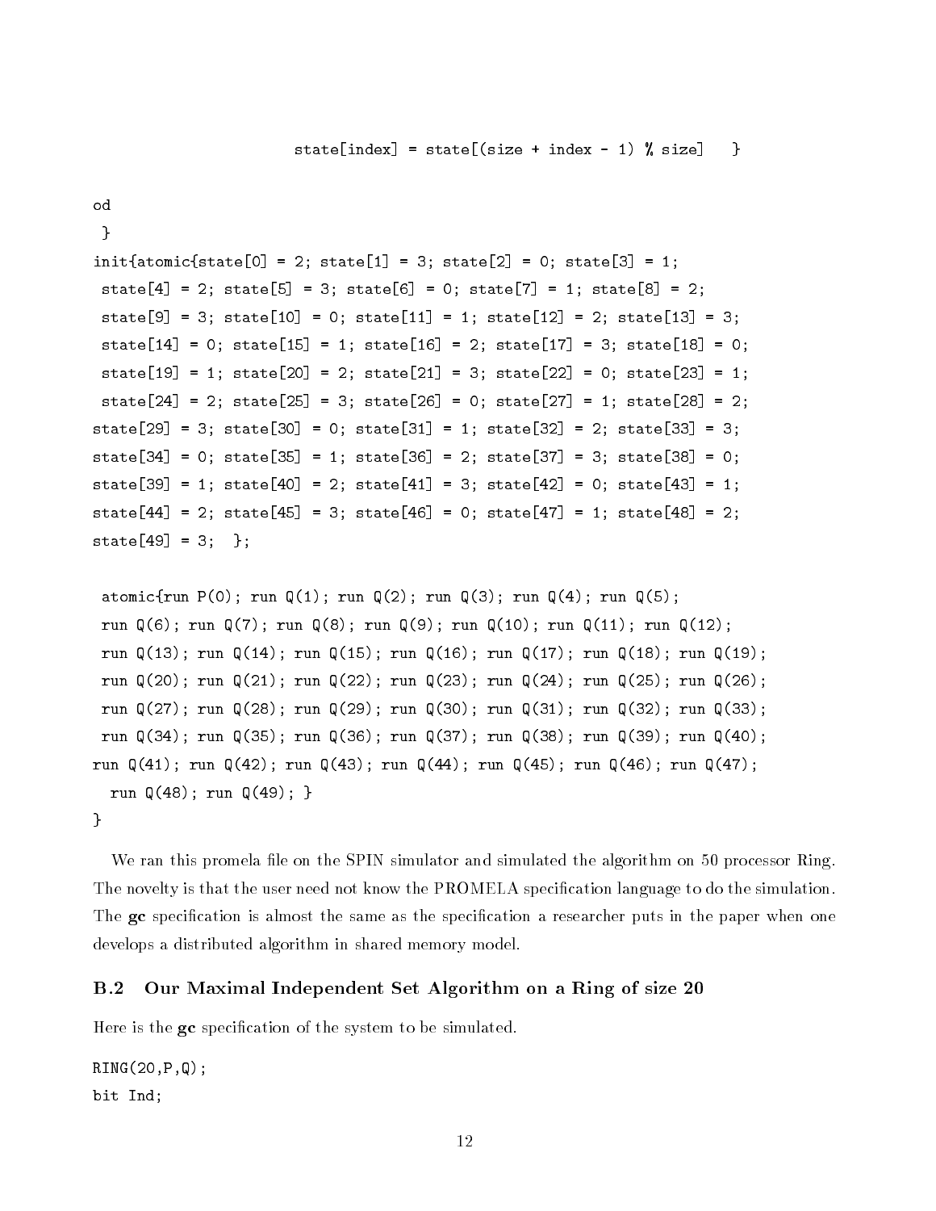```
                    state[index] = state[(size + index - 1) % size]    }

od
 }
init{atomic{state[0] = 2; state[1] = 3; state[2] = 0; state[3] = 1;
 state[4] = 2; state[5] = 3; state[6] = 0; state[7] = 1; state[8] = 2;
 state[9] = 3; state[10] = 0; state[11] = 1; state[12] = 2; state[13] = 3;
 state[14] = 0; state[15] = 1; state[16] = 2; state[17] = 3; state[18] = 0;
 state[19] = 1; state[20] = 2; state[21] = 3; state[22] = 0; state[23] = 1;
 state[24] = 2; state[25] = 3; state[26] = 0; state[27] = 1; state[28] = 2;
state[29] = 3; state[30] = 0; state[31] = 1; state[32] = 2; state[33] = 3;
state[34] = 0; state[35] = 1; state[36] = 2; state[37] = 3; state[38] = 0;
state[39] = 1; state[40] = 2; state[41] = 3; state[42] = 0; state[43] = 1;
state[44] = 2; state[45] = 3; state[46] = 0; state[47] = 1; state[48] = 2;
state[49] = 3;  };

 atomic{run P(0); run Q(1); run Q(2); run Q(3); run Q(4); run Q(5);
 run Q(6); run Q(7); run Q(8); run Q(9); run Q(10); run Q(11); run Q(12);
 run Q(13); run Q(14); run Q(15); run Q(16); run Q(17); run Q(18); run Q(19);
 run Q(20); run Q(21); run Q(22); run Q(23); run Q(24); run Q(25); run Q(26);
 run Q(27); run Q(28); run Q(29); run Q(30); run Q(31); run Q(32); run Q(33);
 run Q(34); run Q(35); run Q(36); run Q(37); run Q(38); run Q(39); run Q(40);
run Q(41); run Q(42); run Q(43); run Q(44); run Q(45); run Q(46); run Q(47);
  run Q(48); run Q(49); }
}
```

We ran this promela file on the SPIN simulator and simulated the algorithm on 50 processor Ring. The novelty is that the user need not know the PROMELA specification language to do the simulation. The **gc** specification is almost the same as the specification a researcher puts in the paper when one develops a distributed algorithm in shared memory model.

### B.2 Our Maximal Independent Set Algorithm on a Ring of size 20

Here is the **gc** specification of the system to be simulated.

```
RING(20,P,Q);
bit Ind;
```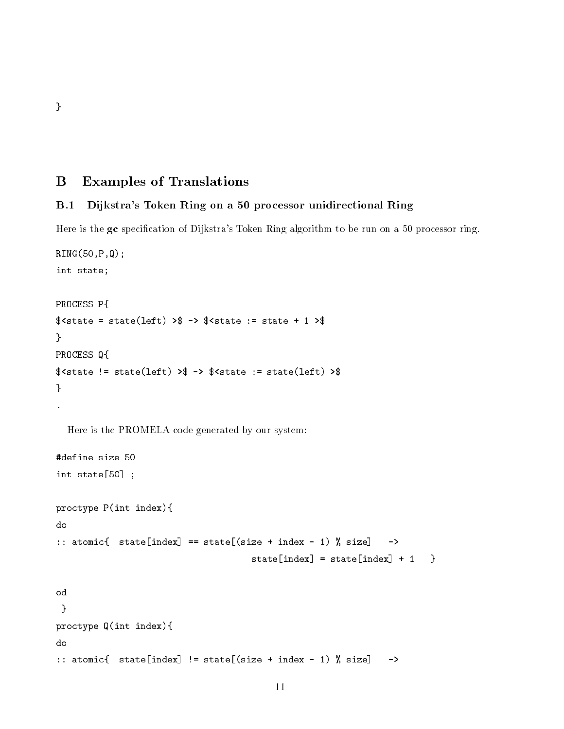```
}
```

# B Examples of Translations

## B.1 Dijkstra's Token Ring on a 50 processor unidirectional Ring

Here is the **gc** specification of Dijkstra's Token Ring algorithm to be run on a 50 processor ring.

```
RING(50,P,Q);
int state;

PROCESS P{
$<state = state(left) >$ -> $<state := state + 1 >$
}
PROCESS Q{
$<state != state(left) >$ -> $<state := state(left) >$
}
.
```

Here is the PROMELA code generated by our system:

```
#define size 50
int state[50] ;

proctype P(int index){
do
:: atomic{  state[index] == state[(size + index - 1) % size]   ->
                                    state[index] = state[index] + 1   }

od
 }
proctype Q(int index){
do
:: atomic{  state[index] != state[(size + index - 1) % size]   ->
```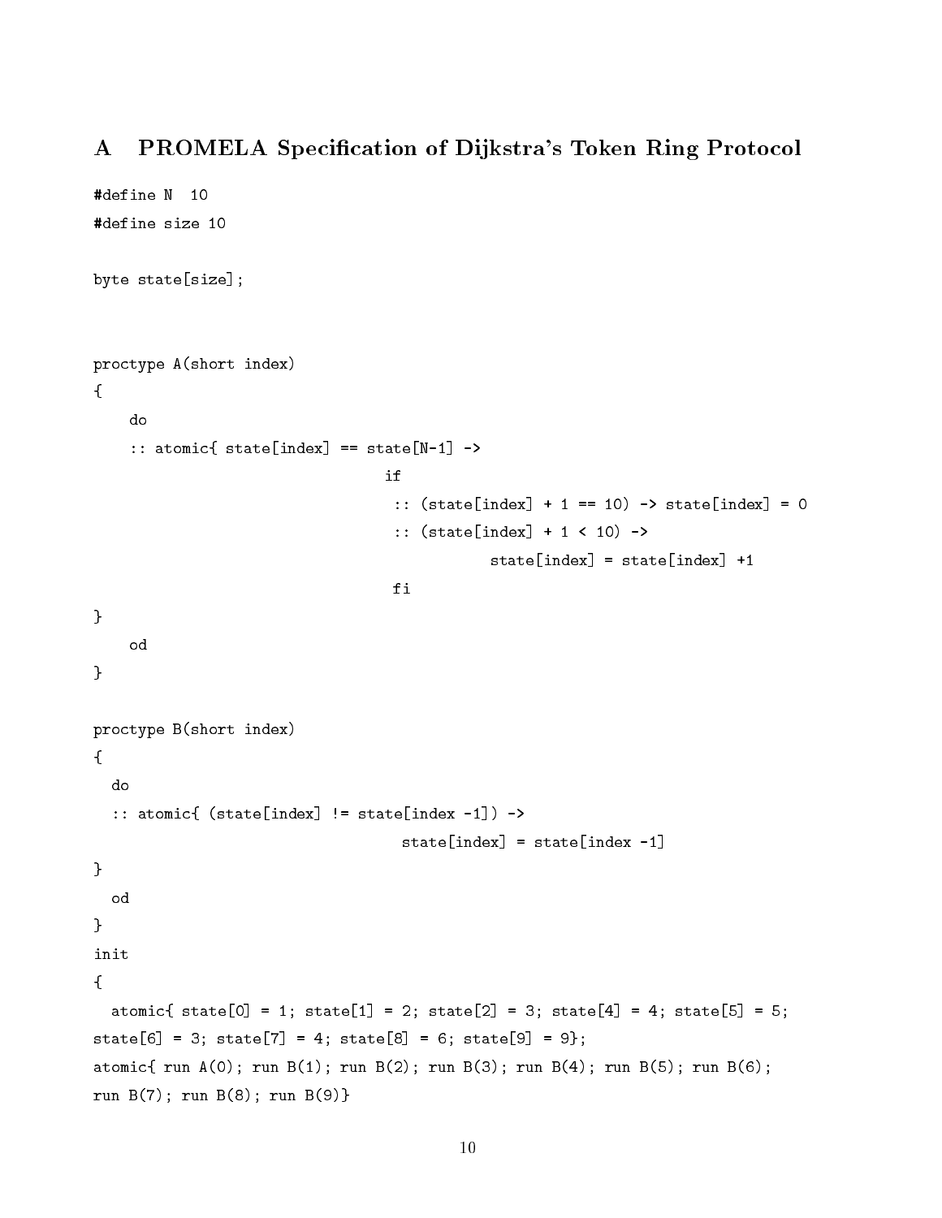## A PROMELA Specification of Dijkstra's Token Ring Protocol

```
#define N  10
#define size 10

byte state[size];



proctype A(short index)
{
    do
    :: atomic{ state[index] == state[N-1] ->
                                if
                                 :: (state[index] + 1 == 10) -> state[index] = 0
                                 :: (state[index] + 1 < 10) ->
                                            state[index] = state[index] +1
                                 fi
}
    od
}

proctype B(short index)
{
  do
  :: atomic{ (state[index] != state[index -1]) ->
                                  state[index] = state[index -1]
}
  od
}
init
{
  atomic{ state[0] = 1; state[1] = 2; state[2] = 3; state[4] = 4; state[5] = 5;
state[6] = 3; state[7] = 4; state[8] = 6; state[9] = 9};
atomic{ run A(0); run B(1); run B(2); run B(3); run B(4); run B(5); run B(6);
run B(7); run B(8); run B(9)}
```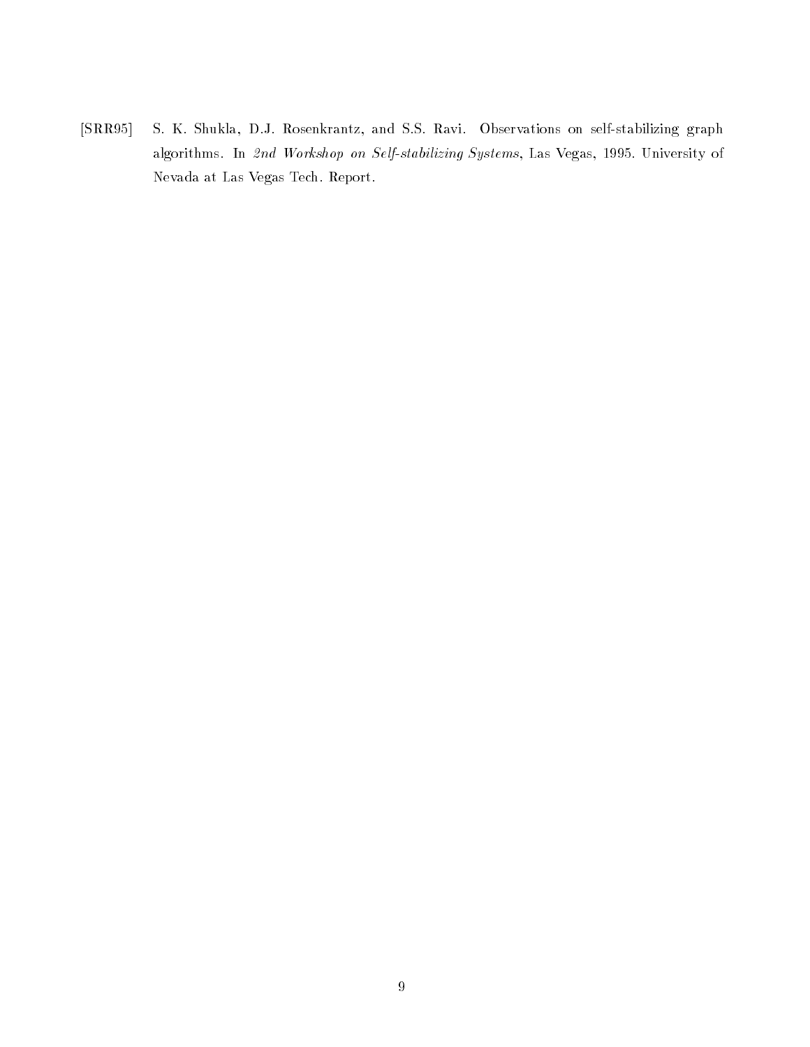[SRR95] S. K. Shukla, D.J. Rosenkrantz, and S.S. Ravi. Observations on self-stabilizing graph algorithms. In *2nd Workshop on Self-stabilizing Systems*, Las Vegas, 1995. University of Nevada at Las Vegas Tech. Report.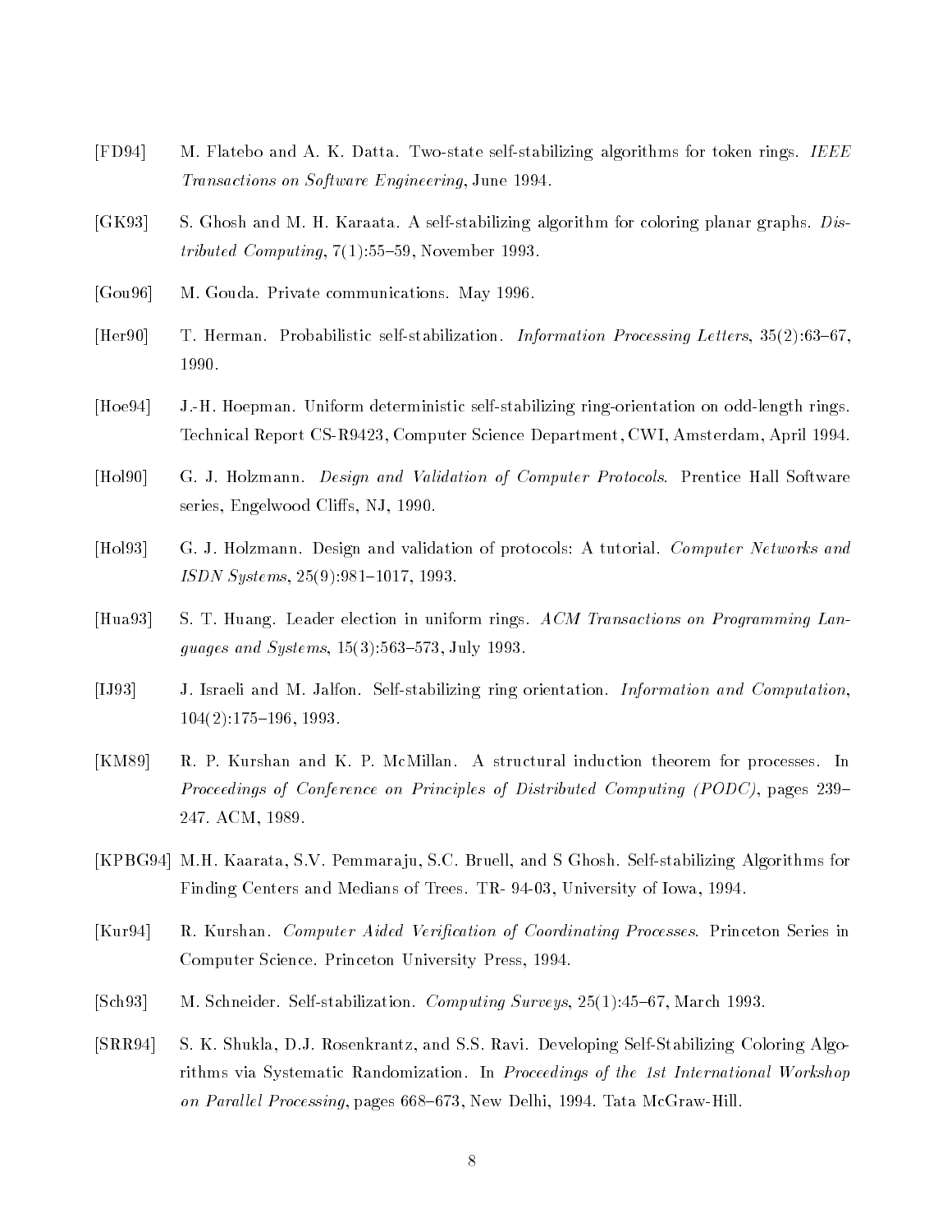[FD94] M. Flatebo and A. K. Datta. Two-state self-stabilizing algorithms for token rings. *IEEE Transactions on Software Engineering*, June 1994.

[GK93] S. Ghosh and M. H. Karaata. A self-stabilizing algorithm for coloring planar graphs. *Distributed Computing*, 7(1):55–59, November 1993.

[Gou96] M. Gouda. Private communications. May 1996.

[Her90] T. Herman. Probabilistic self-stabilization. *Information Processing Letters*, 35(2):63–67, 1990.

[Hoe94] J.-H. Hoepman. Uniform deterministic self-stabilizing ring-orientation on odd-length rings. Technical Report CS-R9423, Computer Science Department, CWI, Amsterdam, April 1994.

[Hol90] G. J. Holzmann. *Design and Validation of Computer Protocols*. Prentice Hall Software series, Engelwood Cliffs, NJ, 1990.

[Hol93] G. J. Holzmann. Design and validation of protocols: A tutorial. *Computer Networks and ISDN Systems*, 25(9):981–1017, 1993.

[Hua93] S. T. Huang. Leader election in uniform rings. *ACM Transactions on Programming Languages and Systems*, 15(3):563–573, July 1993.

[IJ93] J. Israeli and M. Jalfon. Self-stabilizing ring orientation. *Information and Computation*, 104(2):175–196, 1993.

[KM89] R. P. Kurshan and K. P. McMillan. A structural induction theorem for processes. In *Proceedings of Conference on Principles of Distributed Computing (PODC)*, pages 239–247. ACM, 1989.

[KPBG94] M.H. Kaarata, S.V. Pemmaraju, S.C. Bruell, and S Ghosh. Self-stabilizing Algorithms for Finding Centers and Medians of Trees. TR- 94-03, University of Iowa, 1994.

[Kur94] R. Kurshan. *Computer Aided Verification of Coordinating Processes*. Princeton Series in Computer Science. Princeton University Press, 1994.

[Sch93] M. Schneider. Self-stabilization. *Computing Surveys*, 25(1):45–67, March 1993.

[SRR94] S. K. Shukla, D.J. Rosenkrantz, and S.S. Ravi. Developing Self-Stabilizing Coloring Algorithms via Systematic Randomization. In *Proceedings of the 1st International Workshop on Parallel Processing*, pages 668–673, New Delhi, 1994. Tata McGraw-Hill.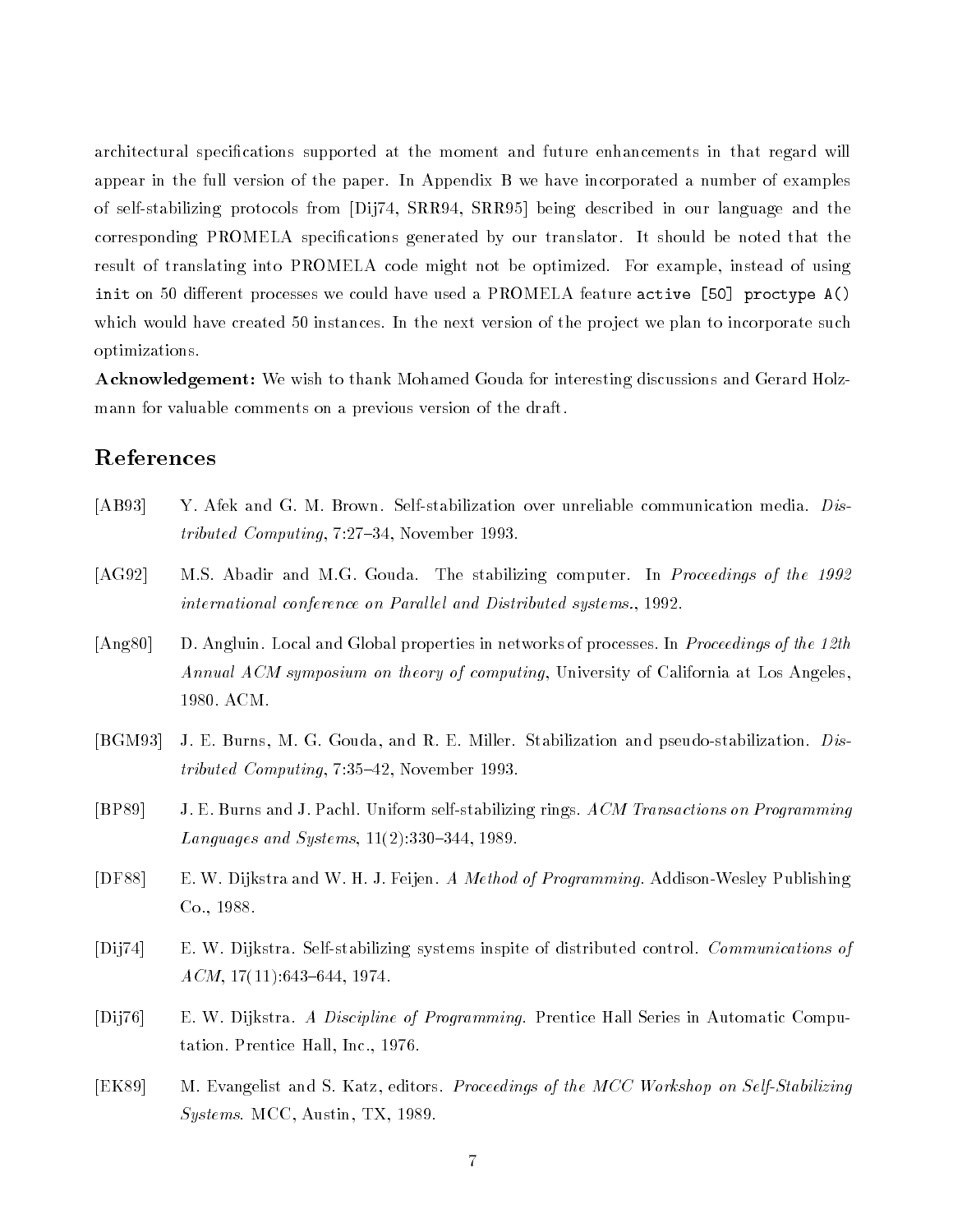architectural specifications supported at the moment and future enhancements in that regard will appear in the full version of the paper. In Appendix B we have incorporated a number of examples of self-stabilizing protocols from [Dij74, SRR94, SRR95] being described in our language and the corresponding PROMELA specifications generated by our translator. It should be noted that the result of translating into PROMELA code might not be optimized. For example, instead of using `init` on 50 different processes we could have used a PROMELA feature `active [50] proctype A()` which would have created 50 instances. In the next version of the project we plan to incorporate such optimizations.

**Acknowledgement:** We wish to thank Mohamed Gouda for interesting discussions and Gerard Holzmann for valuable comments on a previous version of the draft.

## References

[AB93] Y. Afek and G. M. Brown. Self-stabilization over unreliable communication media. *Distributed Computing*, 7:27–34, November 1993.

[AG92] M.S. Abadir and M.G. Gouda. The stabilizing computer. In *Proceedings of the 1992 international conference on Parallel and Distributed systems.*, 1992.

[Ang80] D. Angluin. Local and Global properties in networks of processes. In *Proceedings of the 12th Annual ACM symposium on theory of computing*, University of California at Los Angeles, 1980. ACM.

[BGM93] J. E. Burns, M. G. Gouda, and R. E. Miller. Stabilization and pseudo-stabilization. *Distributed Computing*, 7:35–42, November 1993.

[BP89] J. E. Burns and J. Pachl. Uniform self-stabilizing rings. *ACM Transactions on Programming Languages and Systems*, 11(2):330–344, 1989.

[DF88] E. W. Dijkstra and W. H. J. Feijen. *A Method of Programming.* Addison-Wesley Publishing Co., 1988.

[Dij74] E. W. Dijkstra. Self-stabilizing systems inspite of distributed control. *Communications of ACM*, 17(11):643–644, 1974.

[Dij76] E. W. Dijkstra. *A Discipline of Programming.* Prentice Hall Series in Automatic Computation. Prentice Hall, Inc., 1976.

[EK89] M. Evangelist and S. Katz, editors. *Proceedings of the MCC Workshop on Self-Stabilizing Systems*. MCC, Austin, TX, 1989.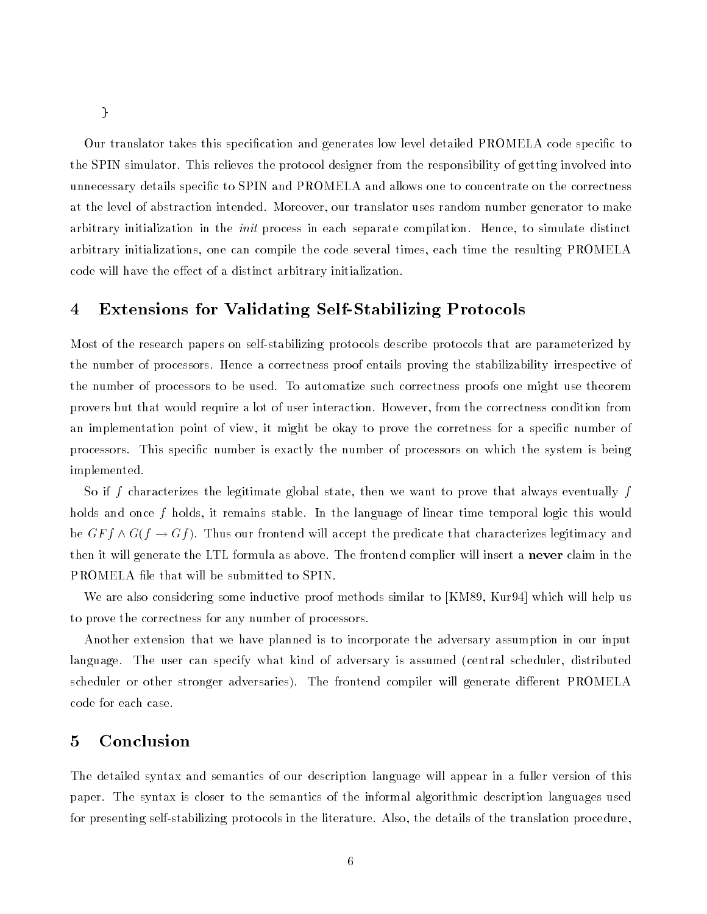```
}
```

Our translator takes this specification and generates low level detailed PROMELA code specific to the SPIN simulator. This relieves the protocol designer from the responsibility of getting involved into unnecessary details specific to SPIN and PROMELA and allows one to concentrate on the correctness at the level of abstraction intended. Moreover, our translator uses random number generator to make arbitrary initialization in the *init* process in each separate compilation. Hence, to simulate distinct arbitrary initializations, one can compile the code several times, each time the resulting PROMELA code will have the effect of a distinct arbitrary initialization.

## 4 Extensions for Validating Self-Stabilizing Protocols

Most of the research papers on self-stabilizing protocols describe protocols that are parameterized by the number of processors. Hence a correctness proof entails proving the stabilizability irrespective of the number of processors to be used. To automatize such correctness proofs one might use theorem provers but that would require a lot of user interaction. However, from the correctness condition from an implementation point of view, it might be okay to prove the corretness for a specific number of processors. This specific number is exactly the number of processors on which the system is being implemented.

So if $f$ characterizes the legitimate global state, then we want to prove that always eventually $f$ holds and once $f$ holds, it remains stable. In the language of linear time temporal logic this would be $GFf \wedge G(f \rightarrow Gf)$. Thus our frontend will accept the predicate that characterizes legitimacy and then it will generate the LTL formula as above. The frontend complier will insert a **never** claim in the PROMELA file that will be submitted to SPIN.

We are also considering some inductive proof methods similar to [KM89, Kur94] which will help us to prove the correctness for any number of processors.

Another extension that we have planned is to incorporate the adversary assumption in our input language. The user can specify what kind of adversary is assumed (central scheduler, distributed scheduler or other stronger adversaries). The frontend compiler will generate different PROMELA code for each case.

## 5 Conclusion

The detailed syntax and semantics of our description language will appear in a fuller version of this paper. The syntax is closer to the semantics of the informal algorithmic description languages used for presenting self-stabilizing protocols in the literature. Also, the details of the translation procedure,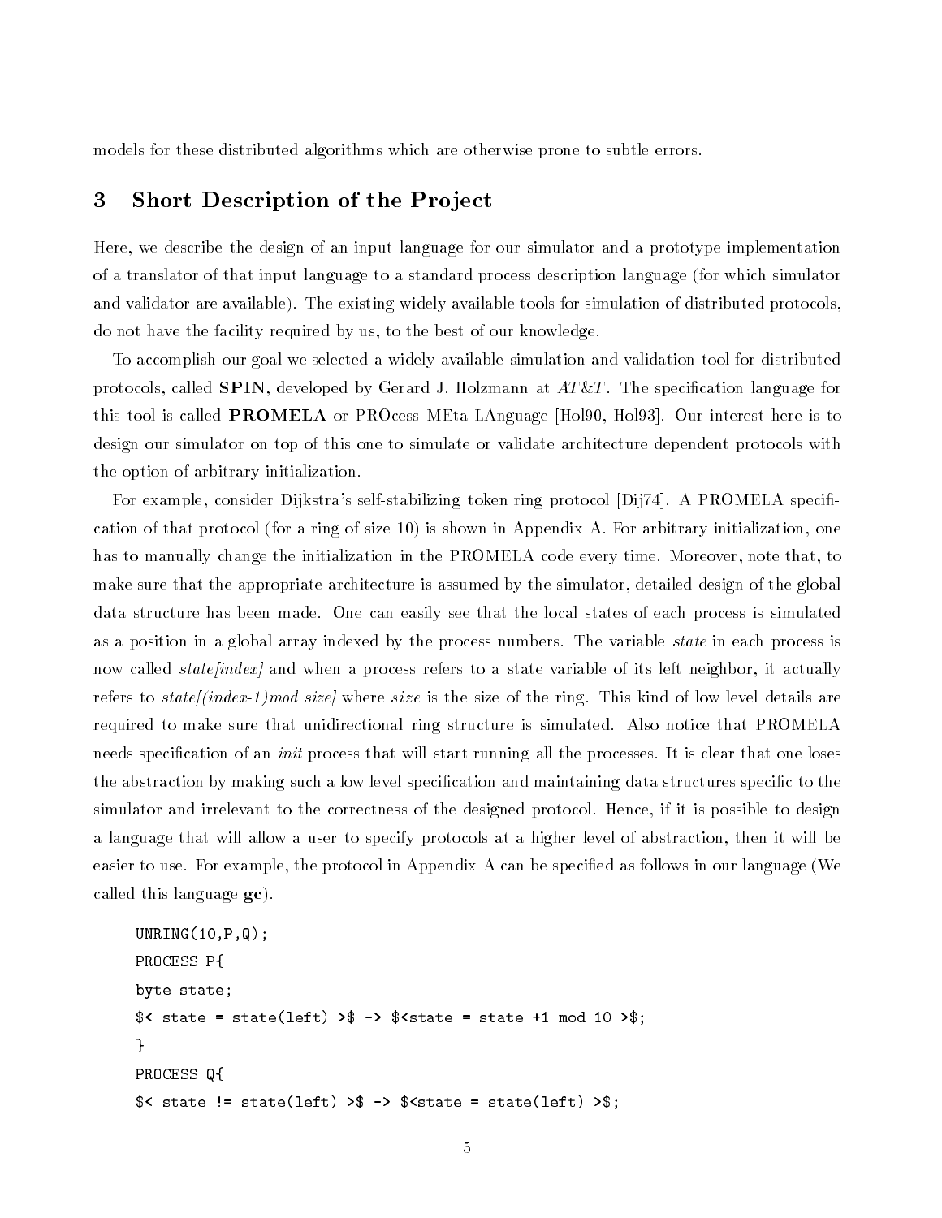models for these distributed algorithms which are otherwise prone to subtle errors.

## 3 Short Description of the Project

Here, we describe the design of an input language for our simulator and a prototype implementation of a translator of that input language to a standard process description language (for which simulator and validator are available). The existing widely available tools for simulation of distributed protocols, do not have the facility required by us, to the best of our knowledge.

To accomplish our goal we selected a widely available simulation and validation tool for distributed protocols, called **SPIN**, developed by Gerard J. Holzmann at *AT&T*. The specification language for this tool is called **PROMELA** or PROcess MEta LAnguage [Hol90, Hol93]. Our interest here is to design our simulator on top of this one to simulate or validate architecture dependent protocols with the option of arbitrary initialization.

For example, consider Dijkstra's self-stabilizing token ring protocol [Dij74]. A PROMELA specification of that protocol (for a ring of size 10) is shown in Appendix A. For arbitrary initialization, one has to manually change the initialization in the PROMELA code every time. Moreover, note that, to make sure that the appropriate architecture is assumed by the simulator, detailed design of the global data structure has been made. One can easily see that the local states of each process is simulated as a position in a global array indexed by the process numbers. The variable *state* in each process is now called *state[index]* and when a process refers to a state variable of its left neighbor, it actually refers to *state[(index-1)mod size]* where *size* is the size of the ring. This kind of low level details are required to make sure that unidirectional ring structure is simulated. Also notice that PROMELA needs specification of an *init* process that will start running all the processes. It is clear that one loses the abstraction by making such a low level specification and maintaining data structures specific to the simulator and irrelevant to the correctness of the designed protocol. Hence, if it is possible to design a language that will allow a user to specify protocols at a higher level of abstraction, then it will be easier to use. For example, the protocol in Appendix A can be specified as follows in our language (We called this language **gc**).

```
UNRING(10,P,Q);
PROCESS P{
byte state;
$< state = state(left) >$ -> $<state = state +1 mod 10 >$;
}
PROCESS Q{
$< state != state(left) >$ -> $<state = state(left) >$;
```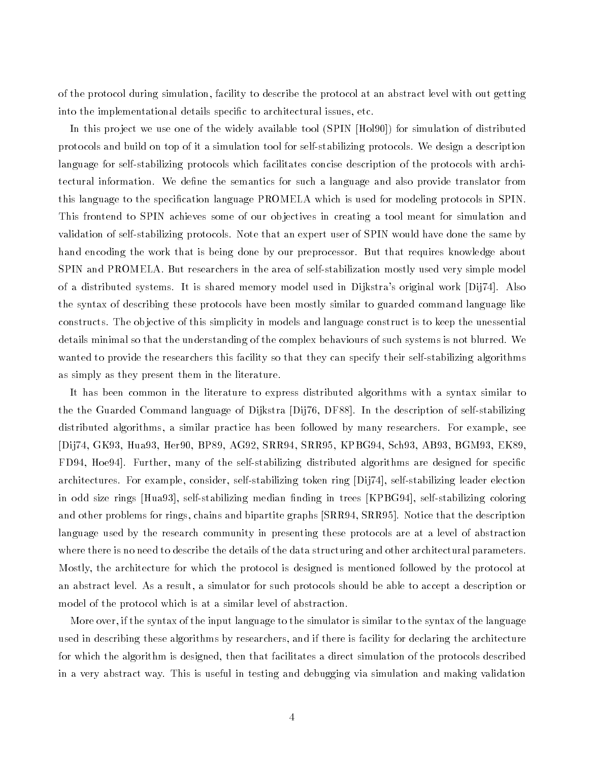of the protocol during simulation, facility to describe the protocol at an abstract level with out getting into the implementational details specific to architectural issues, etc.

In this project we use one of the widely available tool (SPIN [Hol90]) for simulation of distributed protocols and build on top of it a simulation tool for self-stabilizing protocols. We design a description language for self-stabilizing protocols which facilitates concise description of the protocols with architectural information. We define the semantics for such a language and also provide translator from this language to the specification language PROMELA which is used for modeling protocols in SPIN. This frontend to SPIN achieves some of our objectives in creating a tool meant for simulation and validation of self-stabilizing protocols. Note that an expert user of SPIN would have done the same by hand encoding the work that is being done by our preprocessor. But that requires knowledge about SPIN and PROMELA. But researchers in the area of self-stabilization mostly used very simple model of a distributed systems. It is shared memory model used in Dijkstra's original work [Dij74]. Also the syntax of describing these protocols have been mostly similar to guarded command language like constructs. The objective of this simplicity in models and language construct is to keep the unessential details minimal so that the understanding of the complex behaviours of such systems is not blurred. We wanted to provide the researchers this facility so that they can specify their self-stabilizing algorithms as simply as they present them in the literature.

It has been common in the literature to express distributed algorithms with a syntax similar to the the Guarded Command language of Dijkstra [Dij76, DF88]. In the description of self-stabilizing distributed algorithms, a similar practice has been followed by many researchers. For example, see [Dij74, GK93, Hua93, Her90, BP89, AG92, SRR94, SRR95, KPBG94, Sch93, AB93, BGM93, EK89, FD94, Hoe94]. Further, many of the self-stabilizing distributed algorithms are designed for specific architectures. For example, consider, self-stabilizing token ring [Dij74], self-stabilizing leader election in odd size rings [Hua93], self-stabilizing median finding in trees [KPBG94], self-stabilizing coloring and other problems for rings, chains and bipartite graphs [SRR94, SRR95]. Notice that the description language used by the research community in presenting these protocols are at a level of abstraction where there is no need to describe the details of the data structuring and other architectural parameters. Mostly, the architecture for which the protocol is designed is mentioned followed by the protocol at an abstract level. As a result, a simulator for such protocols should be able to accept a description or model of the protocol which is at a similar level of abstraction.

More over, if the syntax of the input language to the simulator is similar to the syntax of the language used in describing these algorithms by researchers, and if there is facility for declaring the architecture for which the algorithm is designed, then that facilitates a direct simulation of the protocols described in a very abstract way. This is useful in testing and debugging via simulation and making validation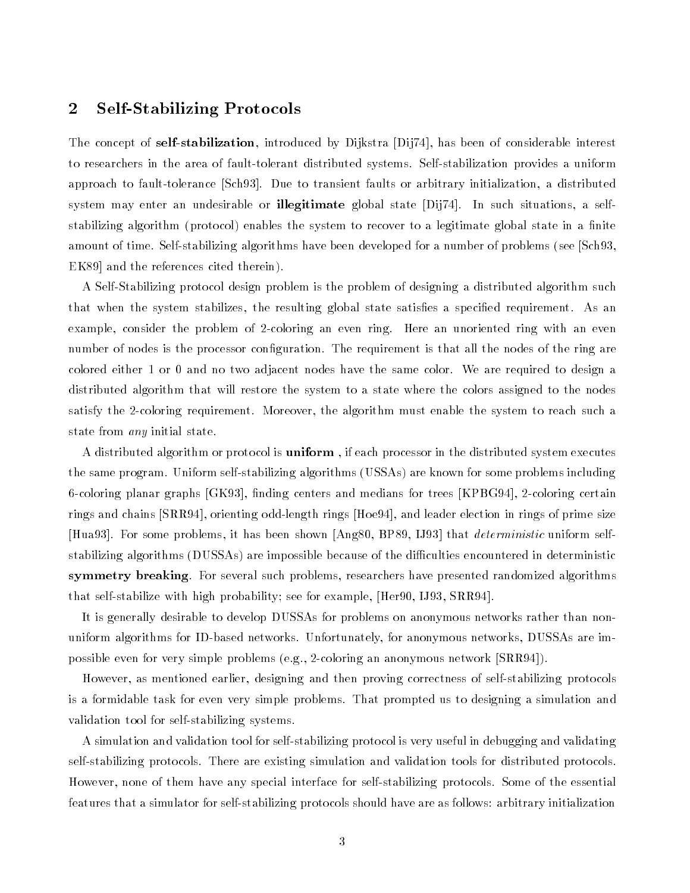## 2 Self-Stabilizing Protocols

The concept of **self-stabilization**, introduced by Dijkstra [Dij74], has been of considerable interest to researchers in the area of fault-tolerant distributed systems. Self-stabilization provides a uniform approach to fault-tolerance [Sch93]. Due to transient faults or arbitrary initialization, a distributed system may enter an undesirable or **illegitimate** global state [Dij74]. In such situations, a self-stabilizing algorithm (protocol) enables the system to recover to a legitimate global state in a finite amount of time. Self-stabilizing algorithms have been developed for a number of problems (see [Sch93, EK89] and the references cited therein).

A Self-Stabilizing protocol design problem is the problem of designing a distributed algorithm such that when the system stabilizes, the resulting global state satisfies a specified requirement. As an example, consider the problem of 2-coloring an even ring. Here an unoriented ring with an even number of nodes is the processor configuration. The requirement is that all the nodes of the ring are colored either 1 or 0 and no two adjacent nodes have the same color. We are required to design a distributed algorithm that will restore the system to a state where the colors assigned to the nodes satisfy the 2-coloring requirement. Moreover, the algorithm must enable the system to reach such a state from *any* initial state.

A distributed algorithm or protocol is **uniform** , if each processor in the distributed system executes the same program. Uniform self-stabilizing algorithms (USSAs) are known for some problems including 6-coloring planar graphs [GK93], finding centers and medians for trees [KPBG94], 2-coloring certain rings and chains [SRR94], orienting odd-length rings [Hoe94], and leader election in rings of prime size [Hua93]. For some problems, it has been shown [Ang80, BP89, IJ93] that *deterministic* uniform self-stabilizing algorithms (DUSSAs) are impossible because of the difficulties encountered in deterministic **symmetry breaking**. For several such problems, researchers have presented randomized algorithms that self-stabilize with high probability; see for example, [Her90, IJ93, SRR94].

It is generally desirable to develop DUSSAs for problems on anonymous networks rather than non-uniform algorithms for ID-based networks. Unfortunately, for anonymous networks, DUSSAs are impossible even for very simple problems (e.g., 2-coloring an anonymous network [SRR94]).

However, as mentioned earlier, designing and then proving correctness of self-stabilizing protocols is a formidable task for even very simple problems. That prompted us to designing a simulation and validation tool for self-stabilizing systems.

A simulation and validation tool for self-stabilizing protocol is very useful in debugging and validating self-stabilizing protocols. There are existing simulation and validation tools for distributed protocols. However, none of them have any special interface for self-stabilizing protocols. Some of the essential features that a simulator for self-stabilizing protocols should have are as follows: arbitrary initialization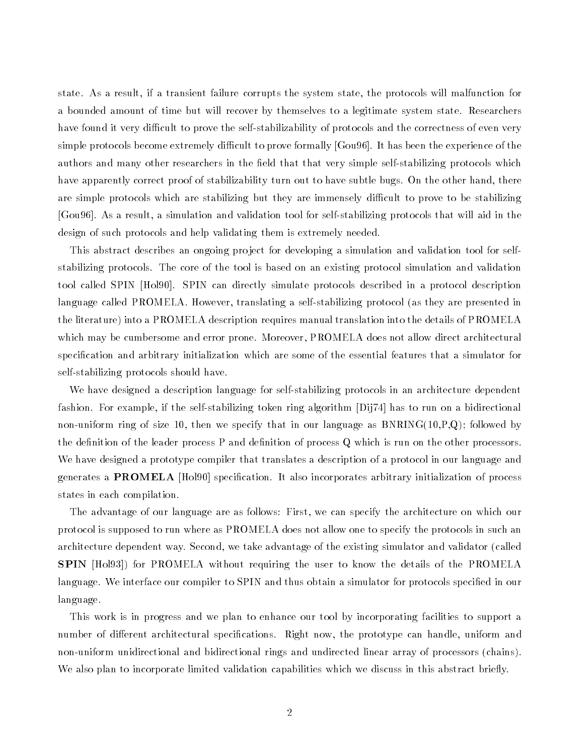state. As a result, if a transient failure corrupts the system state, the protocols will malfunction for a bounded amount of time but will recover by themselves to a legitimate system state. Researchers have found it very difficult to prove the self-stabilizability of protocols and the correctness of even very simple protocols become extremely difficult to prove formally [Gou96]. It has been the experience of the authors and many other researchers in the field that that very simple self-stabilizing protocols which have apparently correct proof of stabilizability turn out to have subtle bugs. On the other hand, there are simple protocols which are stabilizing but they are immensely difficult to prove to be stabilizing [Gou96]. As a result, a simulation and validation tool for self-stabilizing protocols that will aid in the design of such protocols and help validating them is extremely needed.

This abstract describes an ongoing project for developing a simulation and validation tool for self-stabilizing protocols. The core of the tool is based on an existing protocol simulation and validation tool called SPIN [Hol90]. SPIN can directly simulate protocols described in a protocol description language called PROMELA. However, translating a self-stabilizing protocol (as they are presented in the literature) into a PROMELA description requires manual translation into the details of PROMELA which may be cumbersome and error prone. Moreover, PROMELA does not allow direct architectural specification and arbitrary initialization which are some of the essential features that a simulator for self-stabilizing protocols should have.

We have designed a description language for self-stabilizing protocols in an architecture dependent fashion. For example, if the self-stabilizing token ring algorithm [Dij74] has to run on a bidirectional non-uniform ring of size 10, then we specify that in our language as BNRING(10,P,Q); followed by the definition of the leader process P and definition of process Q which is run on the other processors. We have designed a prototype compiler that translates a description of a protocol in our language and generates a **PROMELA** [Hol90] specification. It also incorporates arbitrary initialization of process states in each compilation.

The advantage of our language are as follows: First, we can specify the architecture on which our protocol is supposed to run where as PROMELA does not allow one to specify the protocols in such an architecture dependent way. Second, we take advantage of the existing simulator and validator (called **SPIN** [Hol93]) for PROMELA without requiring the user to know the details of the PROMELA language. We interface our compiler to SPIN and thus obtain a simulator for protocols specified in our language.

This work is in progress and we plan to enhance our tool by incorporating facilities to support a number of different architectural specifications. Right now, the prototype can handle, uniform and non-uniform unidirectional and bidirectional rings and undirected linear array of processors (chains). We also plan to incorporate limited validation capabilities which we discuss in this abstract briefly.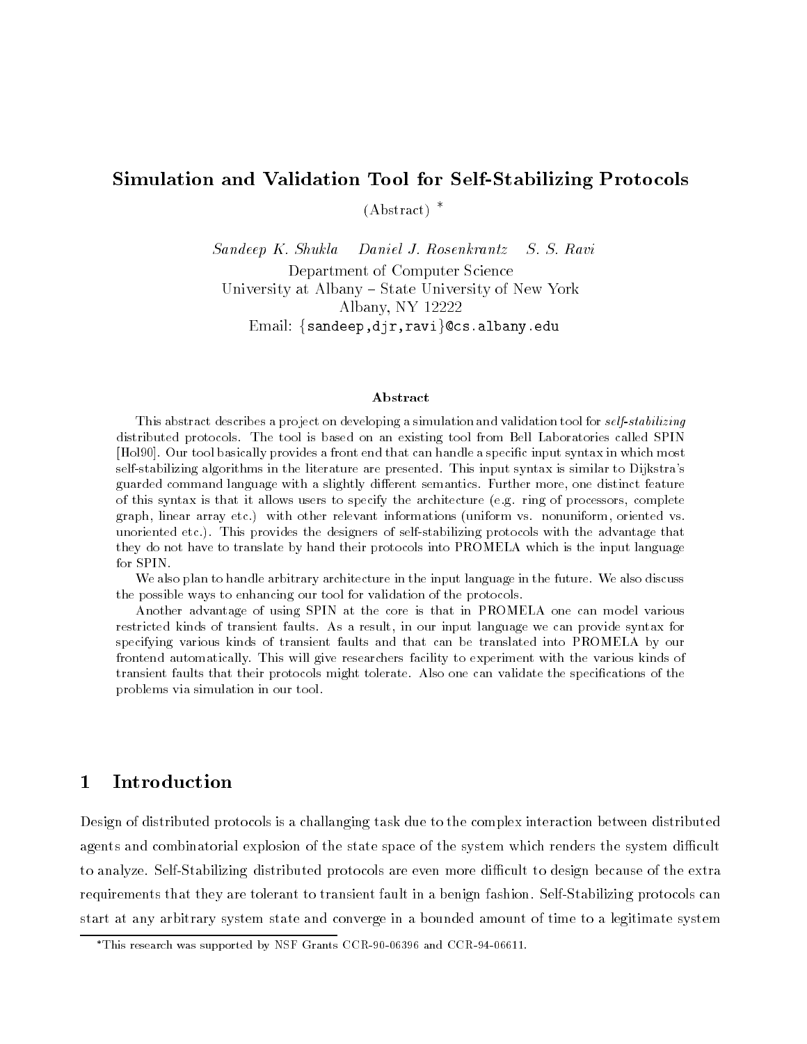# Simulation and Validation Tool for Self-Stabilizing Protocols

(Abstract) *

*Sandeep K. Shukla    Daniel J. Rosenkrantz    S. S. Ravi*

Department of Computer Science
University at Albany – State University of New York
Albany, NY 12222
Email: {sandeep,djr,ravi}@cs.albany.edu

### Abstract

This abstract describes a project on developing a simulation and validation tool for *self-stabilizing* distributed protocols. The tool is based on an existing tool from Bell Laboratories called SPIN [Hol90]. Our tool basically provides a front end that can handle a specific input syntax in which most self-stabilizing algorithms in the literature are presented. This input syntax is similar to Dijkstra's guarded command language with a slightly different semantics. Further more, one distinct feature of this syntax is that it allows users to specify the architecture (e.g. ring of processors, complete graph, linear array etc.) with other relevant informations (uniform vs. nonuniform, oriented vs. unoriented etc.). This provides the designers of self-stabilizing protocols with the advantage that they do not have to translate by hand their protocols into PROMELA which is the input language for SPIN.

We also plan to handle arbitrary architecture in the input language in the future. We also discuss the possible ways to enhancing our tool for validation of the protocols.

Another advantage of using SPIN at the core is that in PROMELA one can model various restricted kinds of transient faults. As a result, in our input language we can provide syntax for specifying various kinds of transient faults and that can be translated into PROMELA by our frontend automatically. This will give researchers facility to experiment with the various kinds of transient faults that their protocols might tolerate. Also one can validate the specifications of the problems via simulation in our tool.

## 1 Introduction

Design of distributed protocols is a challanging task due to the complex interaction between distributed agents and combinatorial explosion of the state space of the system which renders the system difficult to analyze. Self-Stabilizing distributed protocols are even more difficult to design because of the extra requirements that they are tolerant to transient fault in a benign fashion. Self-Stabilizing protocols can start at any arbitrary system state and converge in a bounded amount of time to a legitimate system

*This research was supported by NSF Grants CCR-90-06396 and CCR-94-06611.